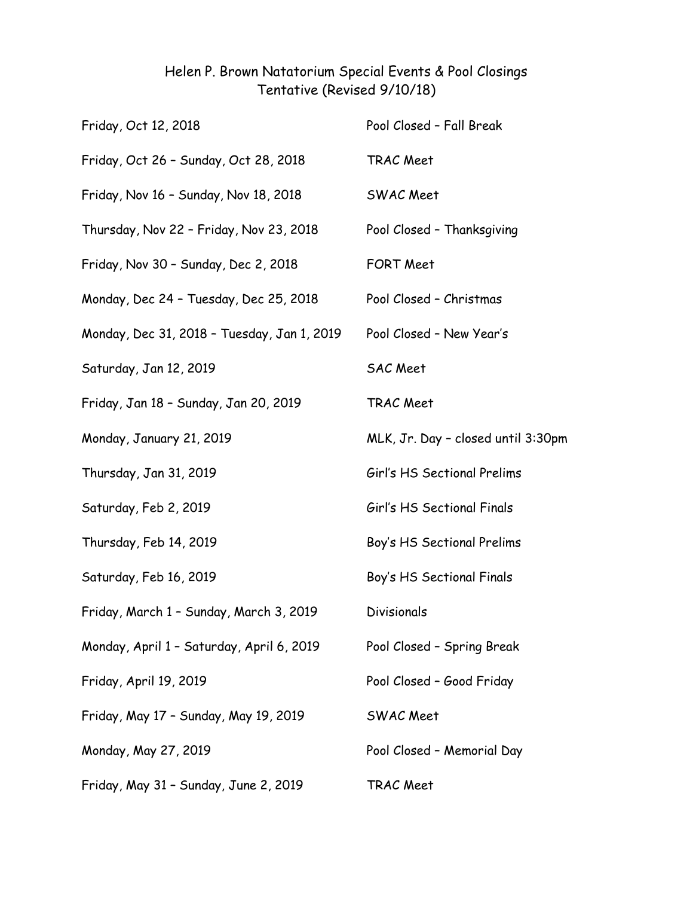# Helen P. Brown Natatorium Special Events & Pool Closings
Tentative (Revised 9/10/18)

| | |
|---|---|
| Friday, Oct 12, 2018 | Pool Closed – Fall Break |
| Friday, Oct 26 – Sunday, Oct 28, 2018 | TRAC Meet |
| Friday, Nov 16 – Sunday, Nov 18, 2018 | SWAC Meet |
| Thursday, Nov 22 – Friday, Nov 23, 2018 | Pool Closed – Thanksgiving |
| Friday, Nov 30 – Sunday, Dec 2, 2018 | FORT Meet |
| Monday, Dec 24 – Tuesday, Dec 25, 2018 | Pool Closed – Christmas |
| Monday, Dec 31, 2018 – Tuesday, Jan 1, 2019 | Pool Closed – New Year's |
| Saturday, Jan 12, 2019 | SAC Meet |
| Friday, Jan 18 – Sunday, Jan 20, 2019 | TRAC Meet |
| Monday, January 21, 2019 | MLK, Jr. Day – closed until 3:30pm |
| Thursday, Jan 31, 2019 | Girl's HS Sectional Prelims |
| Saturday, Feb 2, 2019 | Girl's HS Sectional Finals |
| Thursday, Feb 14, 2019 | Boy's HS Sectional Prelims |
| Saturday, Feb 16, 2019 | Boy's HS Sectional Finals |
| Friday, March 1 – Sunday, March 3, 2019 | Divisionals |
| Monday, April 1 – Saturday, April 6, 2019 | Pool Closed – Spring Break |
| Friday, April 19, 2019 | Pool Closed – Good Friday |
| Friday, May 17 – Sunday, May 19, 2019 | SWAC Meet |
| Monday, May 27, 2019 | Pool Closed – Memorial Day |
| Friday, May 31 – Sunday, June 2, 2019 | TRAC Meet |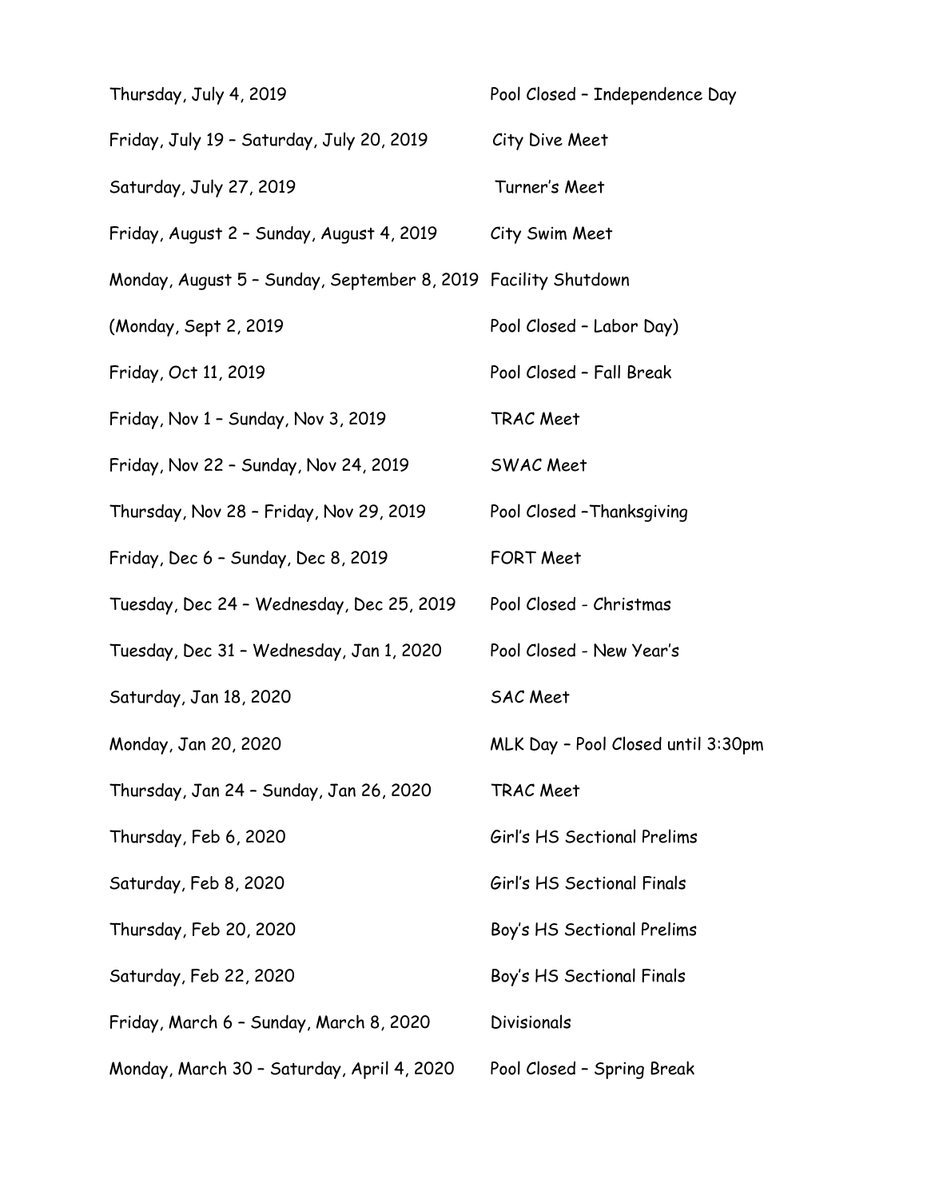| | |
|---|---|
| Thursday, July 4, 2019 | Pool Closed – Independence Day |
| Friday, July 19 – Saturday, July 20, 2019 | City Dive Meet |
| Saturday, July 27, 2019 | Turner's Meet |
| Friday, August 2 – Sunday, August 4, 2019 | City Swim Meet |
| Monday, August 5 – Sunday, September 8, 2019 | Facility Shutdown |
| (Monday, Sept 2, 2019 | Pool Closed – Labor Day) |
| Friday, Oct 11, 2019 | Pool Closed – Fall Break |
| Friday, Nov 1 – Sunday, Nov 3, 2019 | TRAC Meet |
| Friday, Nov 22 – Sunday, Nov 24, 2019 | SWAC Meet |
| Thursday, Nov 28 – Friday, Nov 29, 2019 | Pool Closed –Thanksgiving |
| Friday, Dec 6 – Sunday, Dec 8, 2019 | FORT Meet |
| Tuesday, Dec 24 – Wednesday, Dec 25, 2019 | Pool Closed - Christmas |
| Tuesday, Dec 31 – Wednesday, Jan 1, 2020 | Pool Closed - New Year's |
| Saturday, Jan 18, 2020 | SAC Meet |
| Monday, Jan 20, 2020 | MLK Day – Pool Closed until 3:30pm |
| Thursday, Jan 24 – Sunday, Jan 26, 2020 | TRAC Meet |
| Thursday, Feb 6, 2020 | Girl's HS Sectional Prelims |
| Saturday, Feb 8, 2020 | Girl's HS Sectional Finals |
| Thursday, Feb 20, 2020 | Boy's HS Sectional Prelims |
| Saturday, Feb 22, 2020 | Boy's HS Sectional Finals |
| Friday, March 6 – Sunday, March 8, 2020 | Divisionals |
| Monday, March 30 – Saturday, April 4, 2020 | Pool Closed – Spring Break |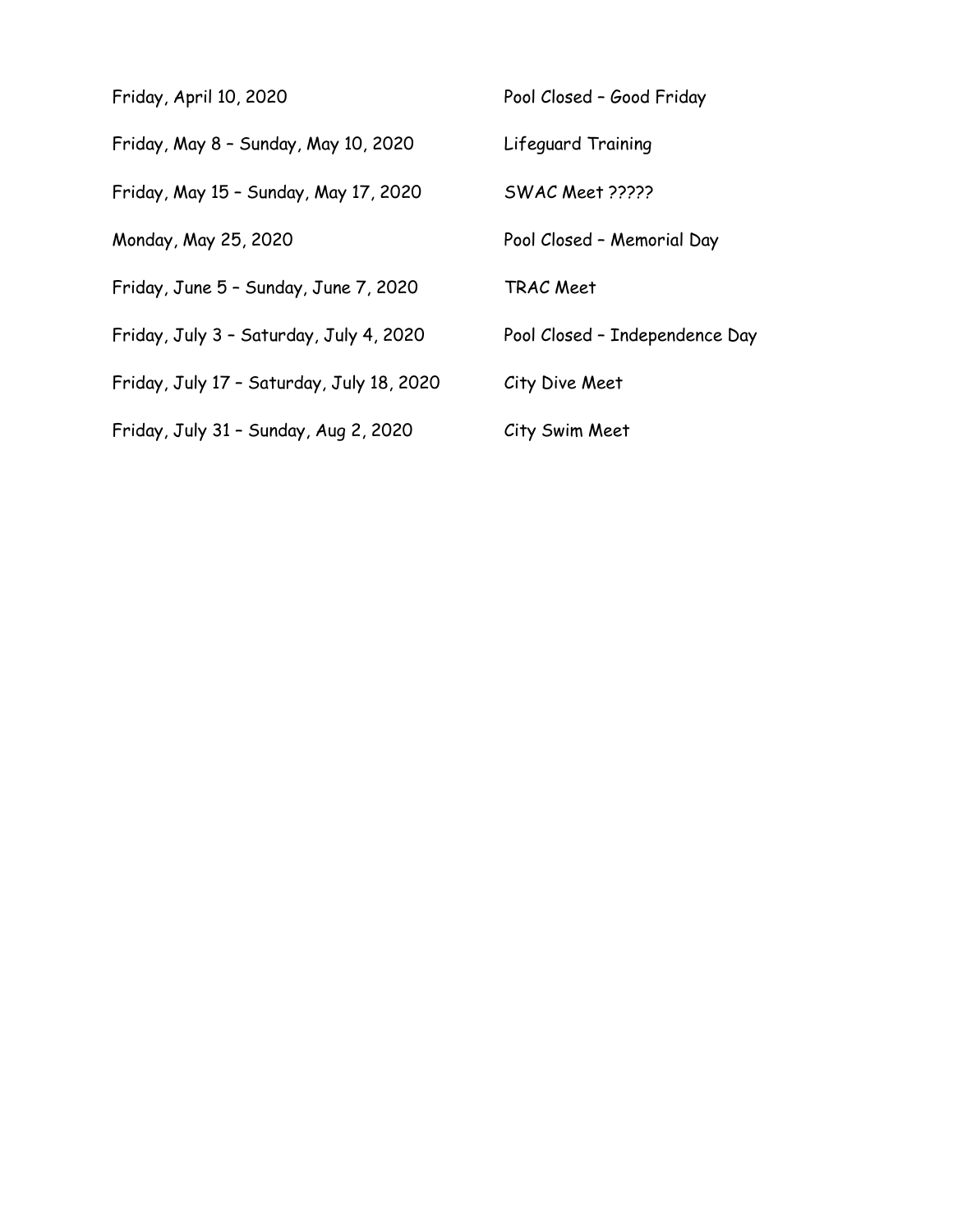| | |
|---|---|
| Friday, April 10, 2020 | Pool Closed – Good Friday |
| Friday, May 8 – Sunday, May 10, 2020 | Lifeguard Training |
| Friday, May 15 – Sunday, May 17, 2020 | SWAC Meet ????? |
| Monday, May 25, 2020 | Pool Closed – Memorial Day |
| Friday, June 5 – Sunday, June 7, 2020 | TRAC Meet |
| Friday, July 3 – Saturday, July 4, 2020 | Pool Closed – Independence Day |
| Friday, July 17 – Saturday, July 18, 2020 | City Dive Meet |
| Friday, July 31 – Sunday, Aug 2, 2020 | City Swim Meet |